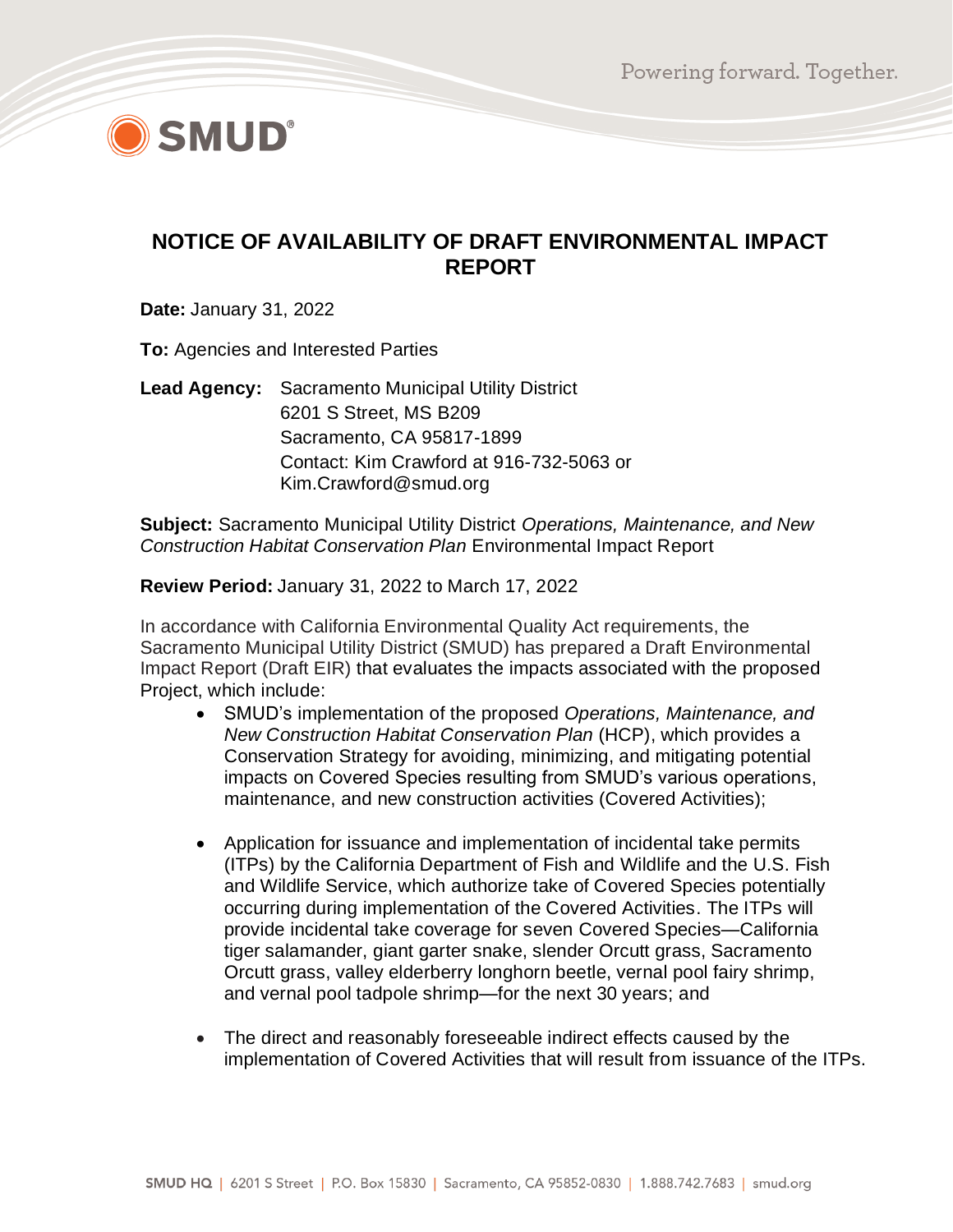# NOTICE OF AVAILABILITY OF DRAFT ENVIRONMENTAL IMPACT REPORT

**Date:** January 31, 2022

**To:** Agencies and Interested Parties

**Lead Agency:** Sacramento Municipal Utility District
6201 S Street, MS B209
Sacramento, CA 95817-1899
Contact: Kim Crawford at 916-732-5063 or Kim.Crawford@smud.org

**Subject:** Sacramento Municipal Utility District *Operations, Maintenance, and New Construction Habitat Conservation Plan* Environmental Impact Report

**Review Period:** January 31, 2022 to March 17, 2022

In accordance with California Environmental Quality Act requirements, the Sacramento Municipal Utility District (SMUD) has prepared a Draft Environmental Impact Report (Draft EIR) that evaluates the impacts associated with the proposed Project, which include:

- SMUD's implementation of the proposed *Operations, Maintenance, and New Construction Habitat Conservation Plan* (HCP), which provides a Conservation Strategy for avoiding, minimizing, and mitigating potential impacts on Covered Species resulting from SMUD's various operations, maintenance, and new construction activities (Covered Activities);

- Application for issuance and implementation of incidental take permits (ITPs) by the California Department of Fish and Wildlife and the U.S. Fish and Wildlife Service, which authorize take of Covered Species potentially occurring during implementation of the Covered Activities. The ITPs will provide incidental take coverage for seven Covered Species—California tiger salamander, giant garter snake, slender Orcutt grass, Sacramento Orcutt grass, valley elderberry longhorn beetle, vernal pool fairy shrimp, and vernal pool tadpole shrimp—for the next 30 years; and

- The direct and reasonably foreseeable indirect effects caused by the implementation of Covered Activities that will result from issuance of the ITPs.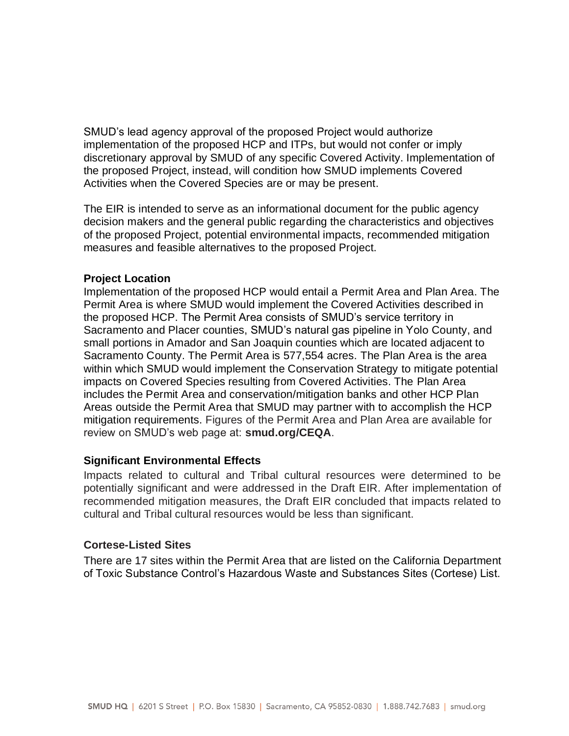SMUD's lead agency approval of the proposed Project would authorize implementation of the proposed HCP and ITPs, but would not confer or imply discretionary approval by SMUD of any specific Covered Activity. Implementation of the proposed Project, instead, will condition how SMUD implements Covered Activities when the Covered Species are or may be present.

The EIR is intended to serve as an informational document for the public agency decision makers and the general public regarding the characteristics and objectives of the proposed Project, potential environmental impacts, recommended mitigation measures and feasible alternatives to the proposed Project.

**Project Location**

Implementation of the proposed HCP would entail a Permit Area and Plan Area. The Permit Area is where SMUD would implement the Covered Activities described in the proposed HCP. The Permit Area consists of SMUD's service territory in Sacramento and Placer counties, SMUD's natural gas pipeline in Yolo County, and small portions in Amador and San Joaquin counties which are located adjacent to Sacramento County. The Permit Area is 577,554 acres. The Plan Area is the area within which SMUD would implement the Conservation Strategy to mitigate potential impacts on Covered Species resulting from Covered Activities. The Plan Area includes the Permit Area and conservation/mitigation banks and other HCP Plan Areas outside the Permit Area that SMUD may partner with to accomplish the HCP mitigation requirements. Figures of the Permit Area and Plan Area are available for review on SMUD's web page at: **smud.org/CEQA**.

**Significant Environmental Effects**

Impacts related to cultural and Tribal cultural resources were determined to be potentially significant and were addressed in the Draft EIR. After implementation of recommended mitigation measures, the Draft EIR concluded that impacts related to cultural and Tribal cultural resources would be less than significant.

**Cortese-Listed Sites**

There are 17 sites within the Permit Area that are listed on the California Department of Toxic Substance Control's Hazardous Waste and Substances Sites (Cortese) List.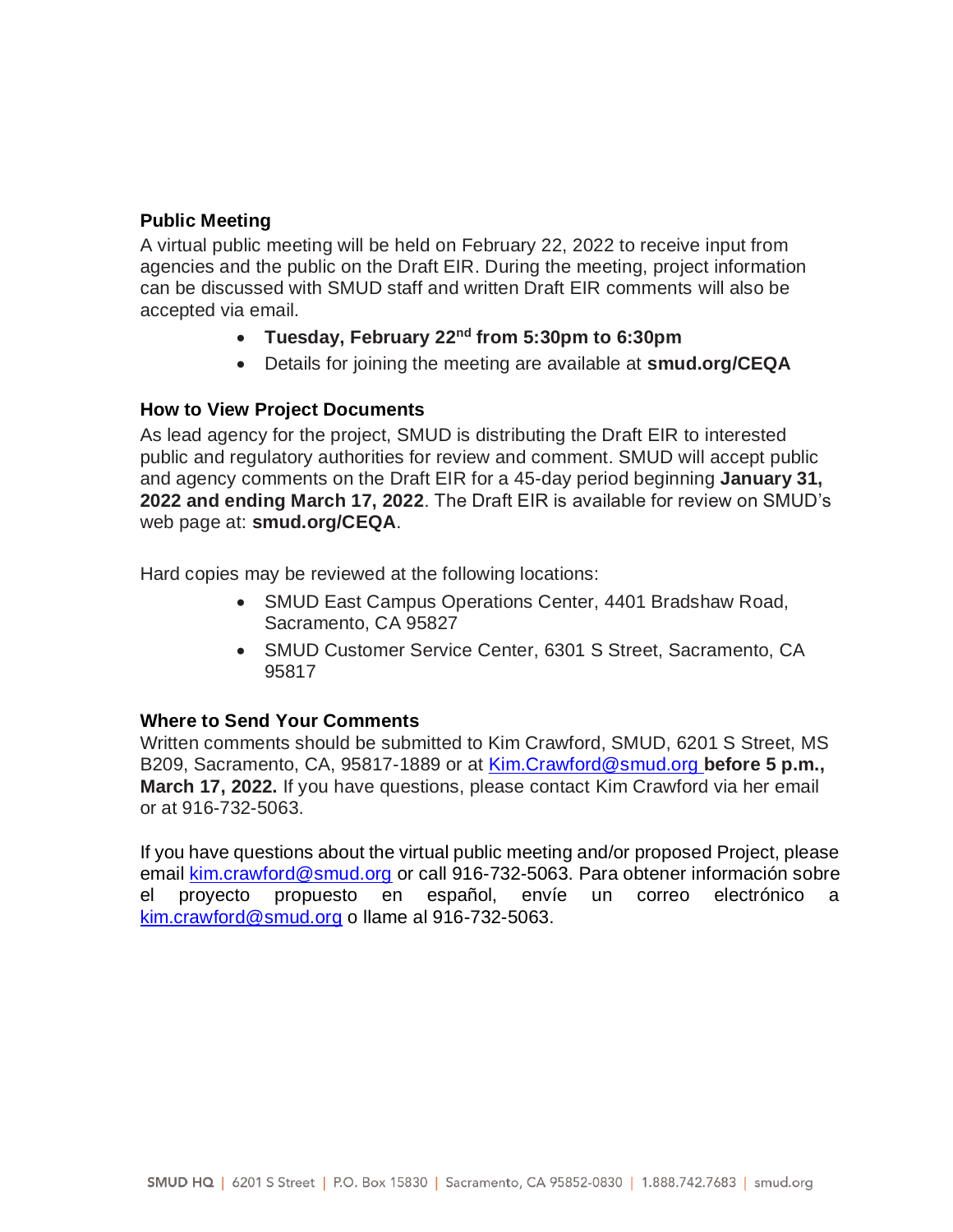### Public Meeting

A virtual public meeting will be held on February 22, 2022 to receive input from agencies and the public on the Draft EIR. During the meeting, project information can be discussed with SMUD staff and written Draft EIR comments will also be accepted via email.

- **Tuesday, February 22nd from 5:30pm to 6:30pm**
- Details for joining the meeting are available at **smud.org/CEQA**

### How to View Project Documents

As lead agency for the project, SMUD is distributing the Draft EIR to interested public and regulatory authorities for review and comment. SMUD will accept public and agency comments on the Draft EIR for a 45-day period beginning **January 31, 2022 and ending March 17, 2022**. The Draft EIR is available for review on SMUD's web page at: **smud.org/CEQA**.

Hard copies may be reviewed at the following locations:

- SMUD East Campus Operations Center, 4401 Bradshaw Road, Sacramento, CA 95827
- SMUD Customer Service Center, 6301 S Street, Sacramento, CA 95817

### Where to Send Your Comments

Written comments should be submitted to Kim Crawford, SMUD, 6201 S Street, MS B209, Sacramento, CA, 95817-1889 or at Kim.Crawford@smud.org **before 5 p.m., March 17, 2022.** If you have questions, please contact Kim Crawford via her email or at 916-732-5063.

If you have questions about the virtual public meeting and/or proposed Project, please email kim.crawford@smud.org or call 916-732-5063. Para obtener información sobre el proyecto propuesto en español, envíe un correo electrónico a kim.crawford@smud.org o llame al 916-732-5063.